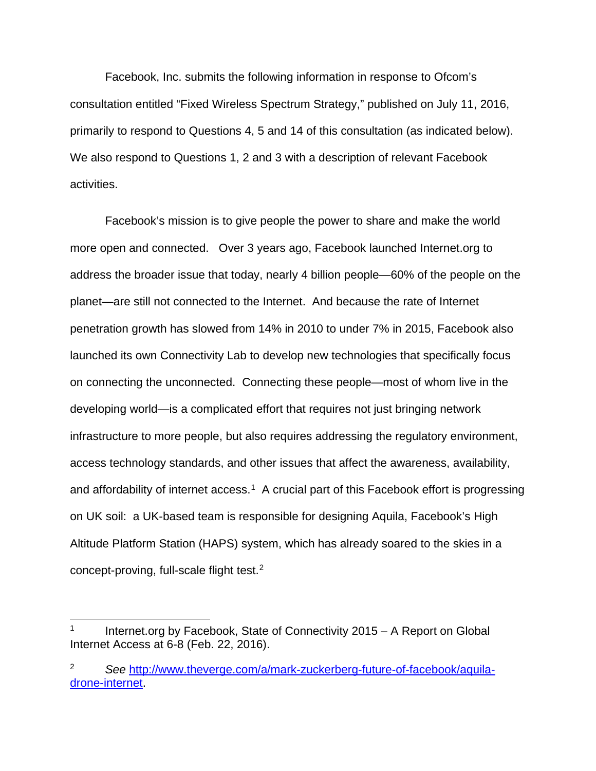Facebook, Inc. submits the following information in response to Ofcom's consultation entitled "Fixed Wireless Spectrum Strategy," published on July 11, 2016, primarily to respond to Questions 4, 5 and 14 of this consultation (as indicated below). We also respond to Questions 1, 2 and 3 with a description of relevant Facebook activities.

Facebook's mission is to give people the power to share and make the world more open and connected. Over 3 years ago, Facebook launched Internet.org to address the broader issue that today, nearly 4 billion people—60% of the people on the planet—are still not connected to the Internet. And because the rate of Internet penetration growth has slowed from 14% in 2010 to under 7% in 2015, Facebook also launched its own Connectivity Lab to develop new technologies that specifically focus on connecting the unconnected. Connecting these people—most of whom live in the developing world—is a complicated effort that requires not just bringing network infrastructure to more people, but also requires addressing the regulatory environment, access technology standards, and other issues that affect the awareness, availability, and affordability of internet access.[1] A crucial part of this Facebook effort is progressing on UK soil: a UK-based team is responsible for designing Aquila, Facebook's High Altitude Platform Station (HAPS) system, which has already soared to the skies in a concept-proving, full-scale flight test.[2]

---

[1] Internet.org by Facebook, State of Connectivity 2015 – A Report on Global Internet Access at 6-8 (Feb. 22, 2016).

[2] *See* http://www.theverge.com/a/mark-zuckerberg-future-of-facebook/aquila-drone-internet.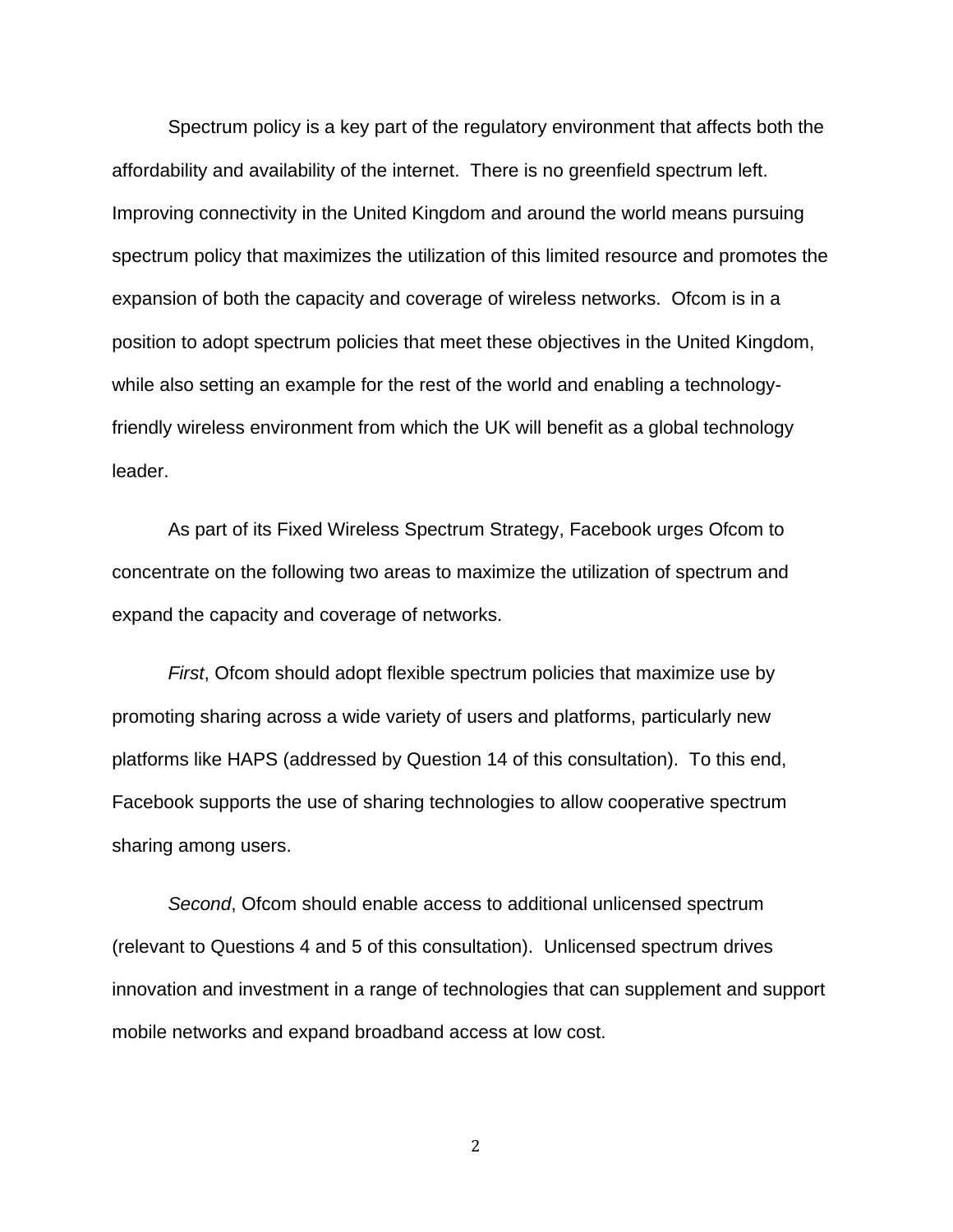Spectrum policy is a key part of the regulatory environment that affects both the affordability and availability of the internet. There is no greenfield spectrum left. Improving connectivity in the United Kingdom and around the world means pursuing spectrum policy that maximizes the utilization of this limited resource and promotes the expansion of both the capacity and coverage of wireless networks. Ofcom is in a position to adopt spectrum policies that meet these objectives in the United Kingdom, while also setting an example for the rest of the world and enabling a technology-friendly wireless environment from which the UK will benefit as a global technology leader.

As part of its Fixed Wireless Spectrum Strategy, Facebook urges Ofcom to concentrate on the following two areas to maximize the utilization of spectrum and expand the capacity and coverage of networks.

*First*, Ofcom should adopt flexible spectrum policies that maximize use by promoting sharing across a wide variety of users and platforms, particularly new platforms like HAPS (addressed by Question 14 of this consultation). To this end, Facebook supports the use of sharing technologies to allow cooperative spectrum sharing among users.

*Second*, Ofcom should enable access to additional unlicensed spectrum (relevant to Questions 4 and 5 of this consultation). Unlicensed spectrum drives innovation and investment in a range of technologies that can supplement and support mobile networks and expand broadband access at low cost.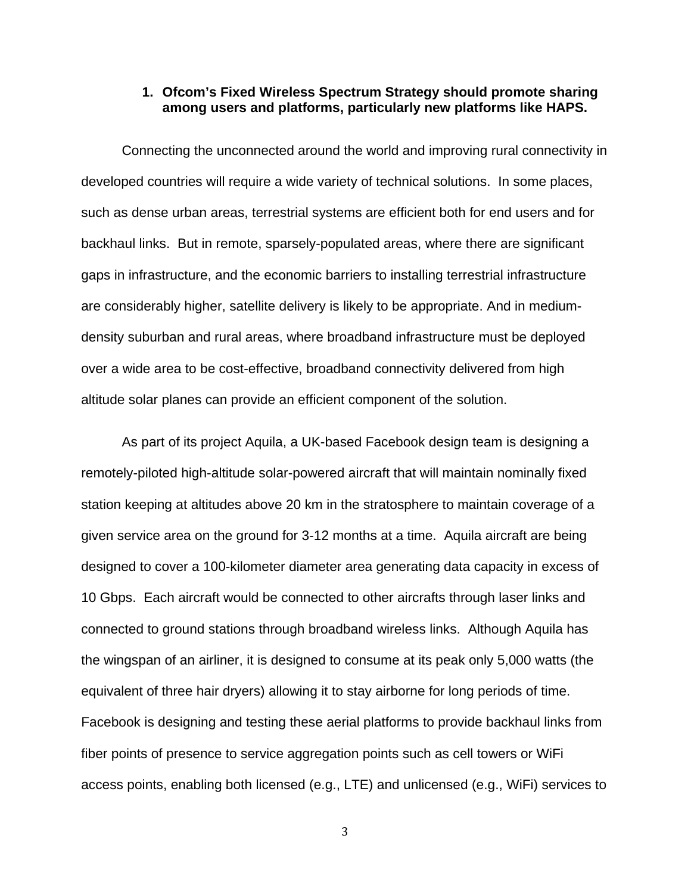1. **Ofcom's Fixed Wireless Spectrum Strategy should promote sharing among users and platforms, particularly new platforms like HAPS.**

Connecting the unconnected around the world and improving rural connectivity in developed countries will require a wide variety of technical solutions. In some places, such as dense urban areas, terrestrial systems are efficient both for end users and for backhaul links. But in remote, sparsely-populated areas, where there are significant gaps in infrastructure, and the economic barriers to installing terrestrial infrastructure are considerably higher, satellite delivery is likely to be appropriate. And in medium-density suburban and rural areas, where broadband infrastructure must be deployed over a wide area to be cost-effective, broadband connectivity delivered from high altitude solar planes can provide an efficient component of the solution.

As part of its project Aquila, a UK-based Facebook design team is designing a remotely-piloted high-altitude solar-powered aircraft that will maintain nominally fixed station keeping at altitudes above 20 km in the stratosphere to maintain coverage of a given service area on the ground for 3-12 months at a time. Aquila aircraft are being designed to cover a 100-kilometer diameter area generating data capacity in excess of 10 Gbps. Each aircraft would be connected to other aircrafts through laser links and connected to ground stations through broadband wireless links. Although Aquila has the wingspan of an airliner, it is designed to consume at its peak only 5,000 watts (the equivalent of three hair dryers) allowing it to stay airborne for long periods of time. Facebook is designing and testing these aerial platforms to provide backhaul links from fiber points of presence to service aggregation points such as cell towers or WiFi access points, enabling both licensed (e.g., LTE) and unlicensed (e.g., WiFi) services to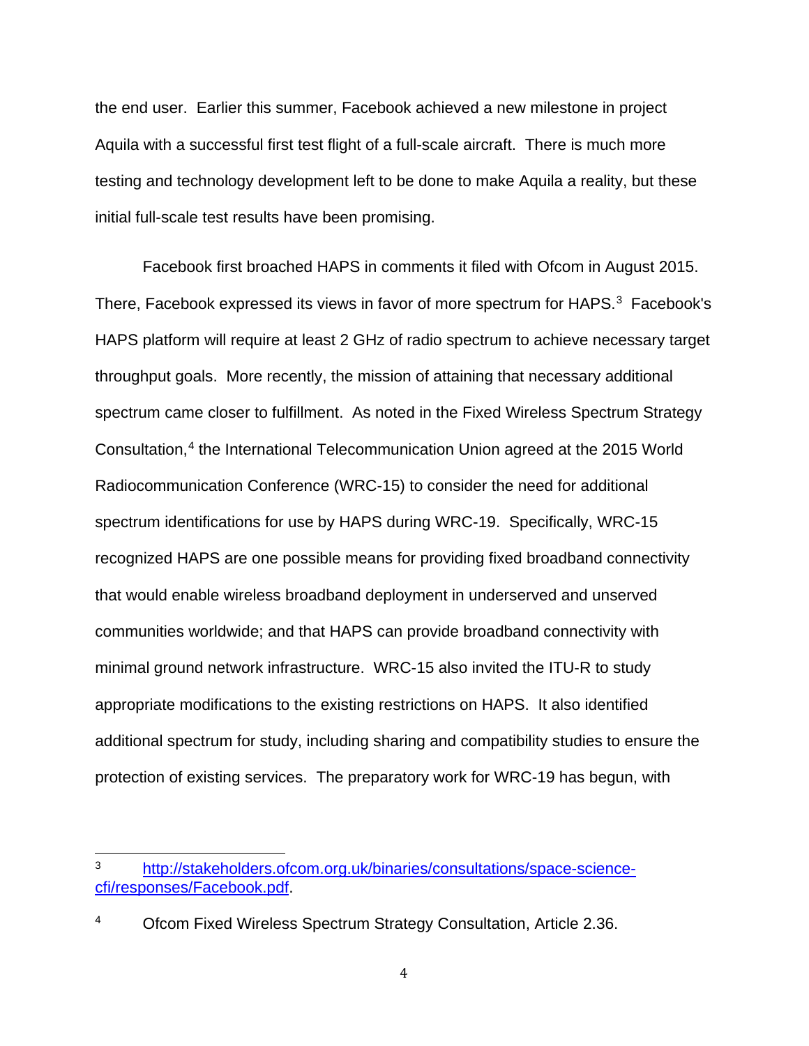the end user. Earlier this summer, Facebook achieved a new milestone in project Aquila with a successful first test flight of a full-scale aircraft. There is much more testing and technology development left to be done to make Aquila a reality, but these initial full-scale test results have been promising.

Facebook first broached HAPS in comments it filed with Ofcom in August 2015. There, Facebook expressed its views in favor of more spectrum for HAPS.[3] Facebook's HAPS platform will require at least 2 GHz of radio spectrum to achieve necessary target throughput goals. More recently, the mission of attaining that necessary additional spectrum came closer to fulfillment. As noted in the Fixed Wireless Spectrum Strategy Consultation,[4] the International Telecommunication Union agreed at the 2015 World Radiocommunication Conference (WRC-15) to consider the need for additional spectrum identifications for use by HAPS during WRC-19. Specifically, WRC-15 recognized HAPS are one possible means for providing fixed broadband connectivity that would enable wireless broadband deployment in underserved and unserved communities worldwide; and that HAPS can provide broadband connectivity with minimal ground network infrastructure. WRC-15 also invited the ITU-R to study appropriate modifications to the existing restrictions on HAPS. It also identified additional spectrum for study, including sharing and compatibility studies to ensure the protection of existing services. The preparatory work for WRC-19 has begun, with

---

[3] http://stakeholders.ofcom.org.uk/binaries/consultations/space-science-cfi/responses/Facebook.pdf.

[4] Ofcom Fixed Wireless Spectrum Strategy Consultation, Article 2.36.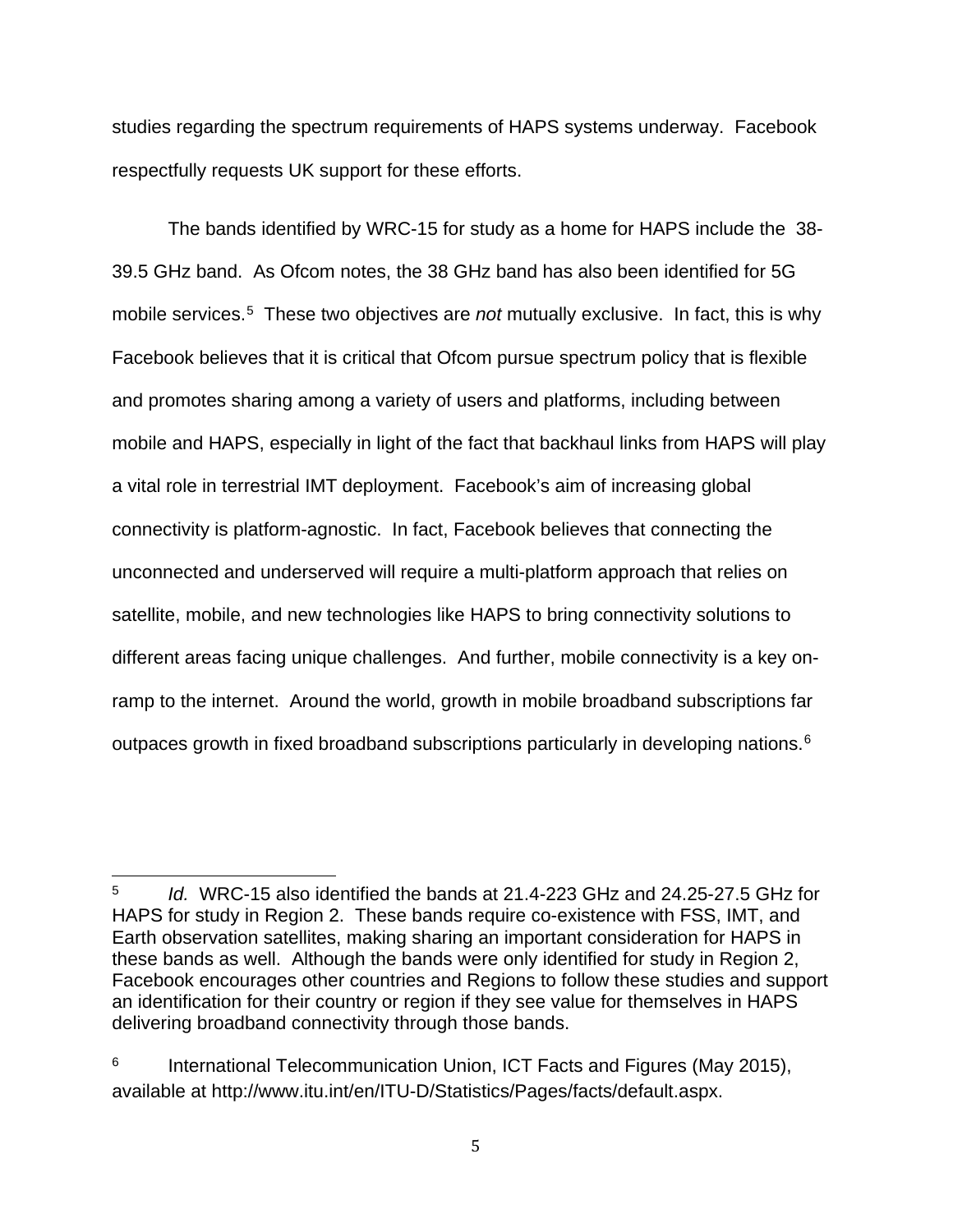studies regarding the spectrum requirements of HAPS systems underway. Facebook respectfully requests UK support for these efforts.

The bands identified by WRC-15 for study as a home for HAPS include the 38-39.5 GHz band. As Ofcom notes, the 38 GHz band has also been identified for 5G mobile services.[5] These two objectives are *not* mutually exclusive. In fact, this is why Facebook believes that it is critical that Ofcom pursue spectrum policy that is flexible and promotes sharing among a variety of users and platforms, including between mobile and HAPS, especially in light of the fact that backhaul links from HAPS will play a vital role in terrestrial IMT deployment. Facebook's aim of increasing global connectivity is platform-agnostic. In fact, Facebook believes that connecting the unconnected and underserved will require a multi-platform approach that relies on satellite, mobile, and new technologies like HAPS to bring connectivity solutions to different areas facing unique challenges. And further, mobile connectivity is a key on-ramp to the internet. Around the world, growth in mobile broadband subscriptions far outpaces growth in fixed broadband subscriptions particularly in developing nations.[6]

---

[5] *Id.* WRC-15 also identified the bands at 21.4-223 GHz and 24.25-27.5 GHz for HAPS for study in Region 2. These bands require co-existence with FSS, IMT, and Earth observation satellites, making sharing an important consideration for HAPS in these bands as well. Although the bands were only identified for study in Region 2, Facebook encourages other countries and Regions to follow these studies and support an identification for their country or region if they see value for themselves in HAPS delivering broadband connectivity through those bands.

[6] International Telecommunication Union, ICT Facts and Figures (May 2015), available at http://www.itu.int/en/ITU-D/Statistics/Pages/facts/default.aspx.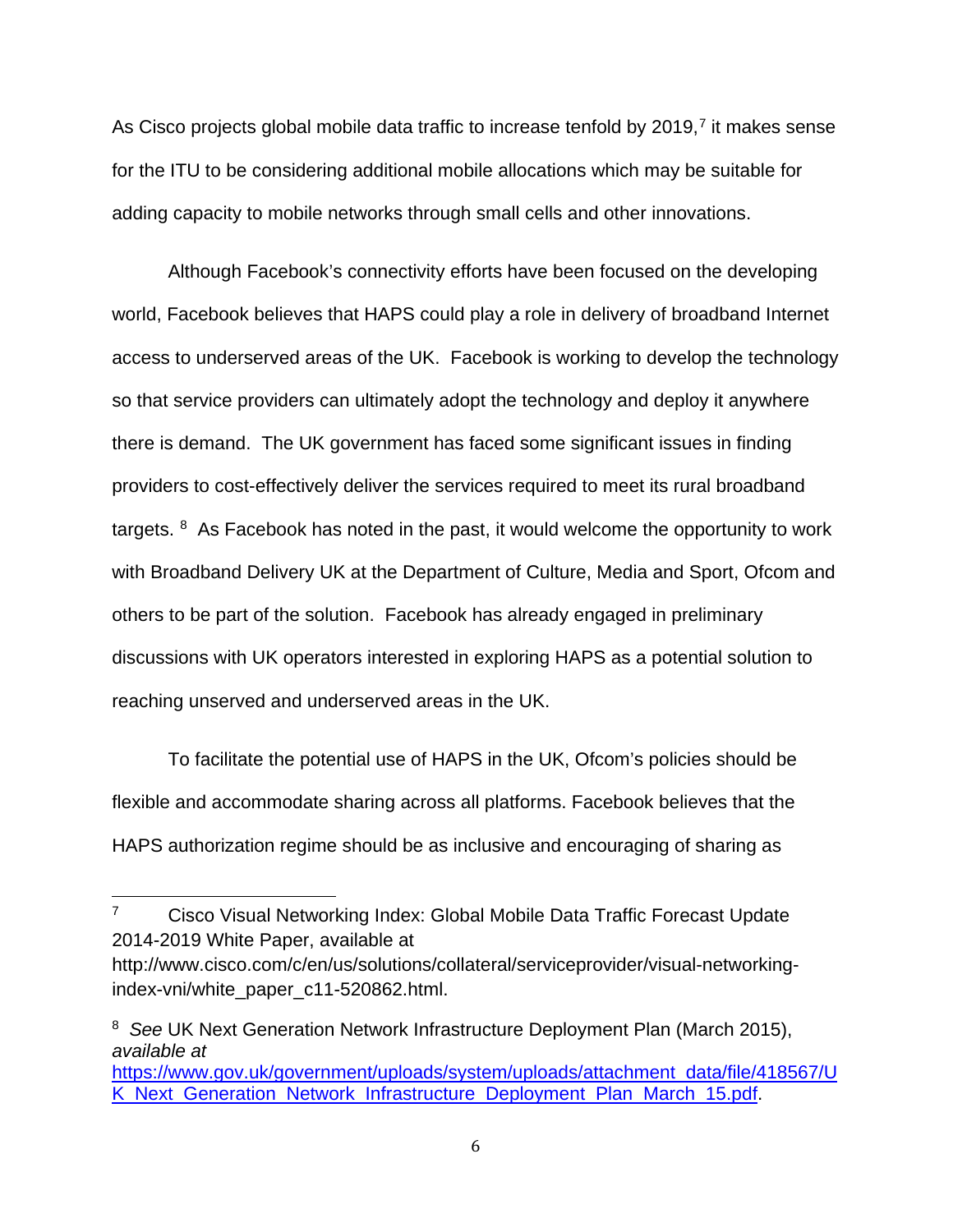As Cisco projects global mobile data traffic to increase tenfold by 2019,[7] it makes sense for the ITU to be considering additional mobile allocations which may be suitable for adding capacity to mobile networks through small cells and other innovations.

Although Facebook's connectivity efforts have been focused on the developing world, Facebook believes that HAPS could play a role in delivery of broadband Internet access to underserved areas of the UK. Facebook is working to develop the technology so that service providers can ultimately adopt the technology and deploy it anywhere there is demand. The UK government has faced some significant issues in finding providers to cost-effectively deliver the services required to meet its rural broadband targets. [8] As Facebook has noted in the past, it would welcome the opportunity to work with Broadband Delivery UK at the Department of Culture, Media and Sport, Ofcom and others to be part of the solution. Facebook has already engaged in preliminary discussions with UK operators interested in exploring HAPS as a potential solution to reaching unserved and underserved areas in the UK.

To facilitate the potential use of HAPS in the UK, Ofcom's policies should be flexible and accommodate sharing across all platforms. Facebook believes that the HAPS authorization regime should be as inclusive and encouraging of sharing as

---

[7] Cisco Visual Networking Index: Global Mobile Data Traffic Forecast Update 2014-2019 White Paper, available at http://www.cisco.com/c/en/us/solutions/collateral/serviceprovider/visual-networking-index-vni/white_paper_c11-520862.html.

[8] *See* UK Next Generation Network Infrastructure Deployment Plan (March 2015), *available at* https://www.gov.uk/government/uploads/system/uploads/attachment_data/file/418567/UK_Next_Generation_Network_Infrastructure_Deployment_Plan_March_15.pdf.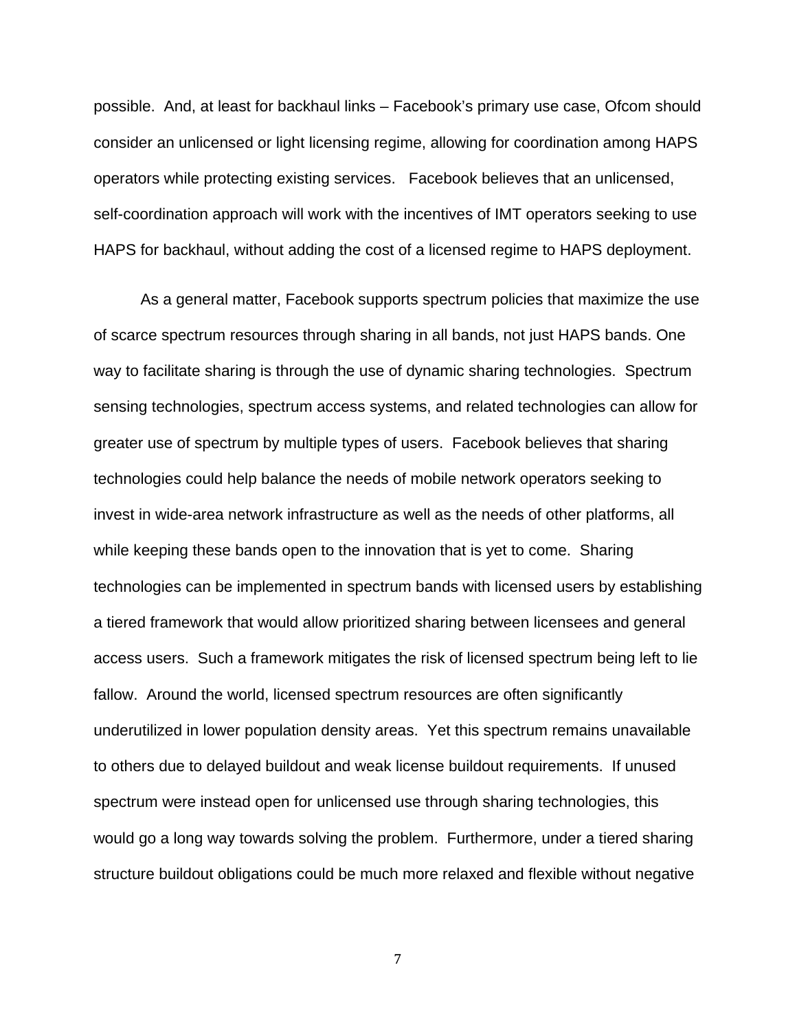possible. And, at least for backhaul links – Facebook's primary use case, Ofcom should consider an unlicensed or light licensing regime, allowing for coordination among HAPS operators while protecting existing services. Facebook believes that an unlicensed, self-coordination approach will work with the incentives of IMT operators seeking to use HAPS for backhaul, without adding the cost of a licensed regime to HAPS deployment.

As a general matter, Facebook supports spectrum policies that maximize the use of scarce spectrum resources through sharing in all bands, not just HAPS bands. One way to facilitate sharing is through the use of dynamic sharing technologies. Spectrum sensing technologies, spectrum access systems, and related technologies can allow for greater use of spectrum by multiple types of users. Facebook believes that sharing technologies could help balance the needs of mobile network operators seeking to invest in wide-area network infrastructure as well as the needs of other platforms, all while keeping these bands open to the innovation that is yet to come. Sharing technologies can be implemented in spectrum bands with licensed users by establishing a tiered framework that would allow prioritized sharing between licensees and general access users. Such a framework mitigates the risk of licensed spectrum being left to lie fallow. Around the world, licensed spectrum resources are often significantly underutilized in lower population density areas. Yet this spectrum remains unavailable to others due to delayed buildout and weak license buildout requirements. If unused spectrum were instead open for unlicensed use through sharing technologies, this would go a long way towards solving the problem. Furthermore, under a tiered sharing structure buildout obligations could be much more relaxed and flexible without negative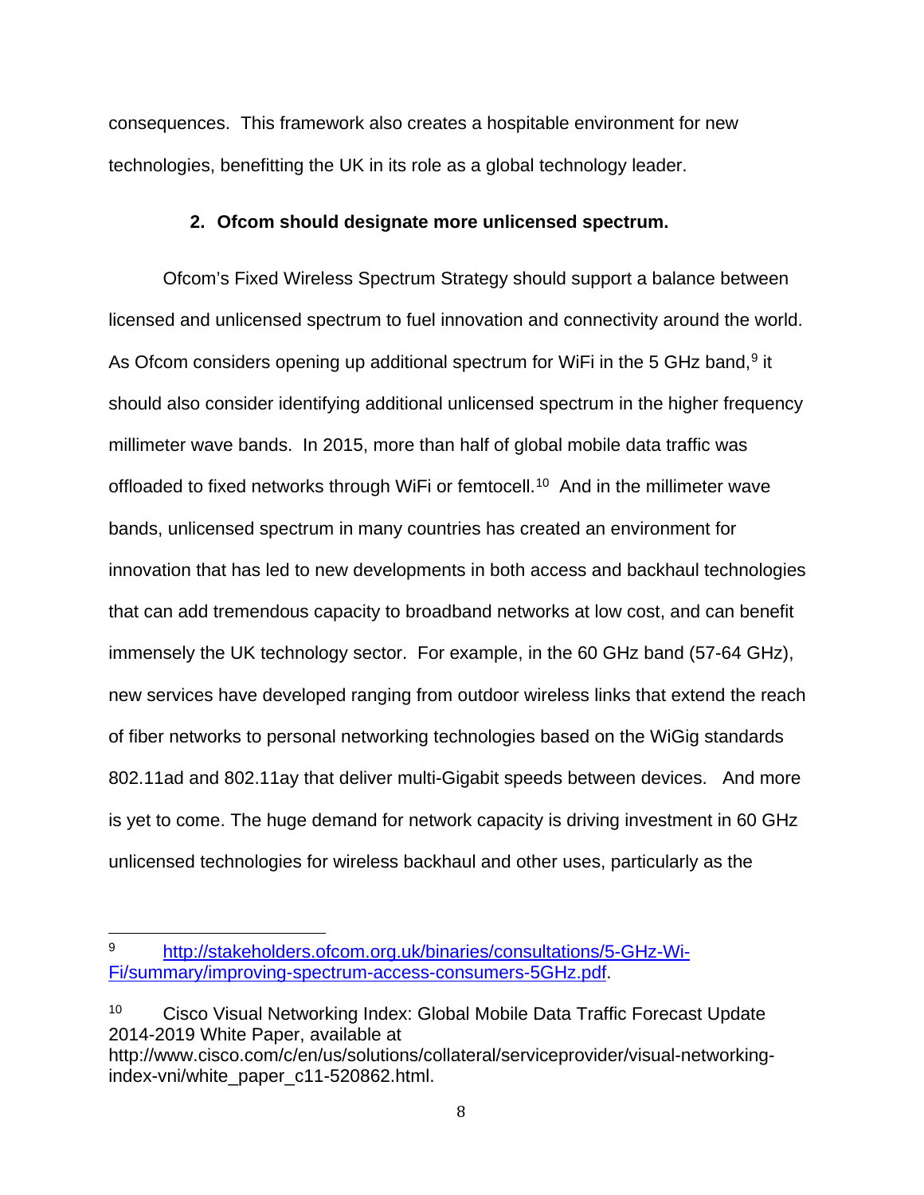consequences. This framework also creates a hospitable environment for new technologies, benefitting the UK in its role as a global technology leader.

### 2. Ofcom should designate more unlicensed spectrum.

Ofcom's Fixed Wireless Spectrum Strategy should support a balance between licensed and unlicensed spectrum to fuel innovation and connectivity around the world. As Ofcom considers opening up additional spectrum for WiFi in the 5 GHz band,[9] it should also consider identifying additional unlicensed spectrum in the higher frequency millimeter wave bands. In 2015, more than half of global mobile data traffic was offloaded to fixed networks through WiFi or femtocell.[10] And in the millimeter wave bands, unlicensed spectrum in many countries has created an environment for innovation that has led to new developments in both access and backhaul technologies that can add tremendous capacity to broadband networks at low cost, and can benefit immensely the UK technology sector. For example, in the 60 GHz band (57-64 GHz), new services have developed ranging from outdoor wireless links that extend the reach of fiber networks to personal networking technologies based on the WiGig standards 802.11ad and 802.11ay that deliver multi-Gigabit speeds between devices. And more is yet to come. The huge demand for network capacity is driving investment in 60 GHz unlicensed technologies for wireless backhaul and other uses, particularly as the

---

[9] http://stakeholders.ofcom.org.uk/binaries/consultations/5-GHz-Wi-Fi/summary/improving-spectrum-access-consumers-5GHz.pdf.

[10] Cisco Visual Networking Index: Global Mobile Data Traffic Forecast Update 2014-2019 White Paper, available at http://www.cisco.com/c/en/us/solutions/collateral/serviceprovider/visual-networking-index-vni/white_paper_c11-520862.html.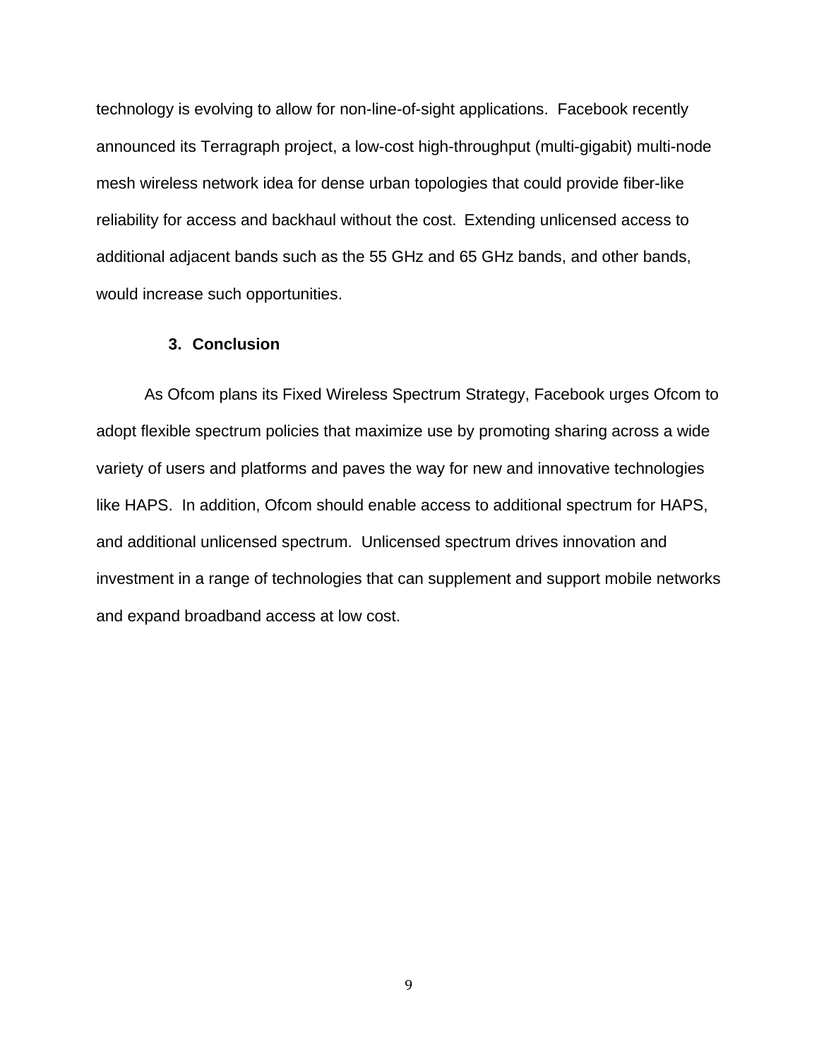technology is evolving to allow for non-line-of-sight applications. Facebook recently announced its Terragraph project, a low-cost high-throughput (multi-gigabit) multi-node mesh wireless network idea for dense urban topologies that could provide fiber-like reliability for access and backhaul without the cost. Extending unlicensed access to additional adjacent bands such as the 55 GHz and 65 GHz bands, and other bands, would increase such opportunities.

### 3. Conclusion

As Ofcom plans its Fixed Wireless Spectrum Strategy, Facebook urges Ofcom to adopt flexible spectrum policies that maximize use by promoting sharing across a wide variety of users and platforms and paves the way for new and innovative technologies like HAPS. In addition, Ofcom should enable access to additional spectrum for HAPS, and additional unlicensed spectrum. Unlicensed spectrum drives innovation and investment in a range of technologies that can supplement and support mobile networks and expand broadband access at low cost.